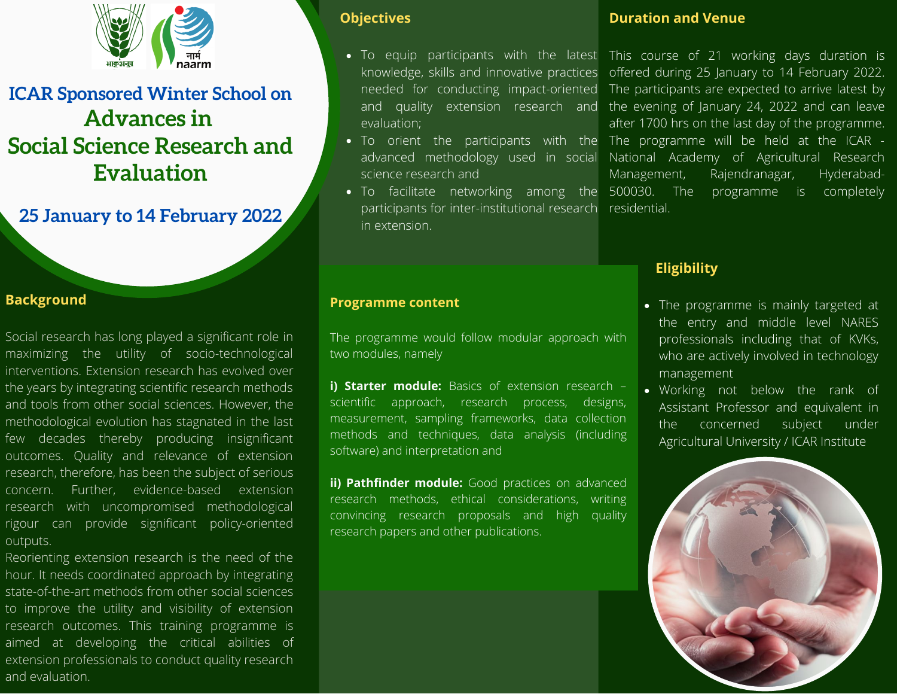भाकृअनुप

नार्म naarm

# ICAR Sponsored Winter School on Advances in Social Science Research and Evaluation

## 25 January to 14 February 2022

## Background

Social research has long played a significant role in maximizing the utility of socio-technological interventions. Extension research has evolved over the years by integrating scientific research methods and tools from other social sciences. However, the methodological evolution has stagnated in the last few decades thereby producing insignificant outcomes. Quality and relevance of extension research, therefore, has been the subject of serious concern. Further, evidence-based extension research with uncompromised methodological rigour can provide significant policy-oriented outputs.

Reorienting extension research is the need of the hour. It needs coordinated approach by integrating state-of-the-art methods from other social sciences to improve the utility and visibility of extension research outcomes. This training programme is aimed at developing the critical abilities of extension professionals to conduct quality research and evaluation.

## Objectives

- To equip participants with the latest knowledge, skills and innovative practices needed for conducting impact-oriented and quality extension research and evaluation;
- To orient the participants with the advanced methodology used in social science research and
- To facilitate networking among the participants for inter-institutional research in extension.

## Programme content

The programme would follow modular approach with two modules, namely

**i) Starter module:** Basics of extension research – scientific approach, research process, designs, measurement, sampling frameworks, data collection methods and techniques, data analysis (including software) and interpretation and

**ii) Pathfinder module:** Good practices on advanced research methods, ethical considerations, writing convincing research proposals and high quality research papers and other publications.

## Duration and Venue

This course of 21 working days duration is offered during 25 January to 14 February 2022. The participants are expected to arrive latest by the evening of January 24, 2022 and can leave after 1700 hrs on the last day of the programme. The programme will be held at the ICAR - National Academy of Agricultural Research Management, Rajendranagar, Hyderabad-500030. The programme is completely residential.

## Eligibility

- The programme is mainly targeted at the entry and middle level NARES professionals including that of KVKs, who are actively involved in technology management
- Working not below the rank of Assistant Professor and equivalent in the concerned subject under Agricultural University / ICAR Institute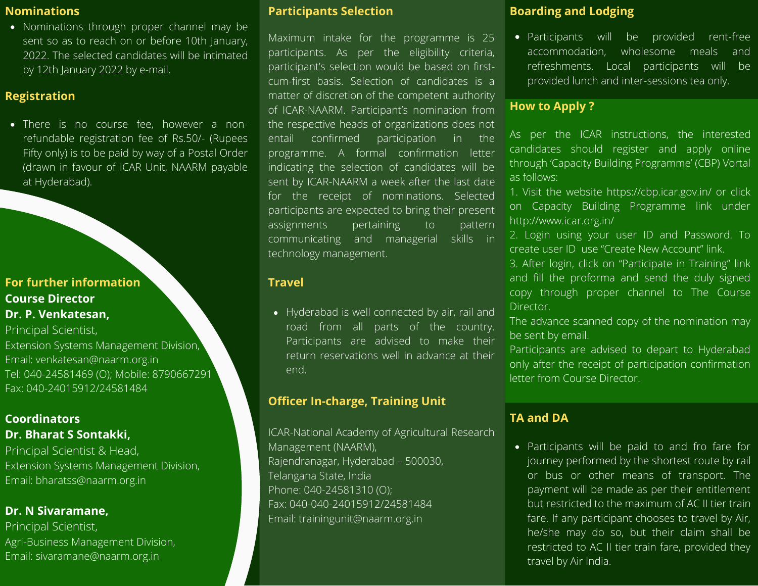## Nominations

- Nominations through proper channel may be sent so as to reach on or before 10th January, 2022. The selected candidates will be intimated by 12th January 2022 by e-mail.

## Registration

- There is no course fee, however a non-refundable registration fee of Rs.50/- (Rupees Fifty only) is to be paid by way of a Postal Order (drawn in favour of ICAR Unit, NAARM payable at Hyderabad).

## For further information

**Course Director**
**Dr. P. Venkatesan,**
Principal Scientist,
Extension Systems Management Division,
Email: venkatesan@naarm.org.in
Tel: 040-24581469 (O); Mobile: 8790667291
Fax: 040-24015912/24581484

**Coordinators**
**Dr. Bharat S Sontakki,**
Principal Scientist & Head,
Extension Systems Management Division,
Email: bharatss@naarm.org.in

**Dr. N Sivaramane,**
Principal Scientist,
Agri-Business Management Division,
Email: sivaramane@naarm.org.in

## Participants Selection

Maximum intake for the programme is 25 participants. As per the eligibility criteria, participant's selection would be based on first-cum-first basis. Selection of candidates is a matter of discretion of the competent authority of ICAR-NAARM. Participant's nomination from the respective heads of organizations does not entail confirmed participation in the programme. A formal confirmation letter indicating the selection of candidates will be sent by ICAR-NAARM a week after the last date for the receipt of nominations. Selected participants are expected to bring their present assignments pertaining to pattern communicating and managerial skills in technology management.

## Travel

- Hyderabad is well connected by air, rail and road from all parts of the country. Participants are advised to make their return reservations well in advance at their end.

## Officer In-charge, Training Unit

ICAR-National Academy of Agricultural Research Management (NAARM),
Rajendranagar, Hyderabad – 500030,
Telangana State, India
Phone: 040-24581310 (O);
Fax: 040-040-24015912/24581484
Email: trainingunit@naarm.org.in

## Boarding and Lodging

- Participants will be provided rent-free accommodation, wholesome meals and refreshments. Local participants will be provided lunch and inter-sessions tea only.

## How to Apply ?

As per the ICAR instructions, the interested candidates should register and apply online through 'Capacity Building Programme' (CBP) Vortal as follows:

1. Visit the website https://cbp.icar.gov.in/ or click on Capacity Building Programme link under http://www.icar.org.in/
2. Login using your user ID and Password. To create user ID use "Create New Account" link.
3. After login, click on "Participate in Training" link and fill the proforma and send the duly signed copy through proper channel to The Course Director.

The advance scanned copy of the nomination may be sent by email.

Participants are advised to depart to Hyderabad only after the receipt of participation confirmation letter from Course Director.

## TA and DA

- Participants will be paid to and fro fare for journey performed by the shortest route by rail or bus or other means of transport. The payment will be made as per their entitlement but restricted to the maximum of AC II tier train fare. If any participant chooses to travel by Air, he/she may do so, but their claim shall be restricted to AC II tier train fare, provided they travel by Air India.